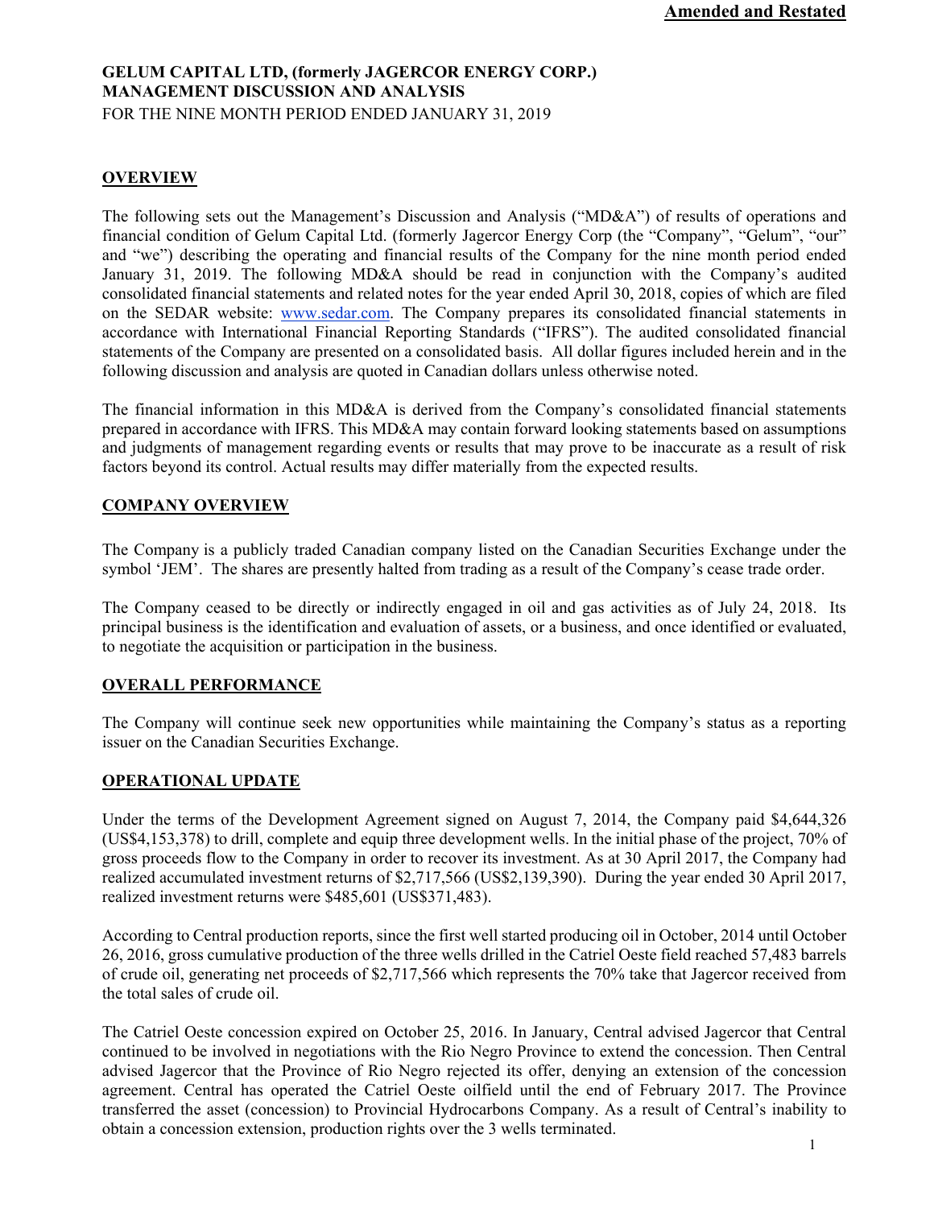**Amended and Restated**

# GELUM CAPITAL LTD, (formerly JAGERCOR ENERGY CORP.)
# MANAGEMENT DISCUSSION AND ANALYSIS

FOR THE NINE MONTH PERIOD ENDED JANUARY 31, 2019

## OVERVIEW

The following sets out the Management's Discussion and Analysis ("MD&A") of results of operations and financial condition of Gelum Capital Ltd. (formerly Jagercor Energy Corp (the "Company", "Gelum", "our" and "we") describing the operating and financial results of the Company for the nine month period ended January 31, 2019. The following MD&A should be read in conjunction with the Company's audited consolidated financial statements and related notes for the year ended April 30, 2018, copies of which are filed on the SEDAR website: www.sedar.com. The Company prepares its consolidated financial statements in accordance with International Financial Reporting Standards ("IFRS"). The audited consolidated financial statements of the Company are presented on a consolidated basis. All dollar figures included herein and in the following discussion and analysis are quoted in Canadian dollars unless otherwise noted.

The financial information in this MD&A is derived from the Company's consolidated financial statements prepared in accordance with IFRS. This MD&A may contain forward looking statements based on assumptions and judgments of management regarding events or results that may prove to be inaccurate as a result of risk factors beyond its control. Actual results may differ materially from the expected results.

## COMPANY OVERVIEW

The Company is a publicly traded Canadian company listed on the Canadian Securities Exchange under the symbol 'JEM'. The shares are presently halted from trading as a result of the Company's cease trade order.

The Company ceased to be directly or indirectly engaged in oil and gas activities as of July 24, 2018. Its principal business is the identification and evaluation of assets, or a business, and once identified or evaluated, to negotiate the acquisition or participation in the business.

## OVERALL PERFORMANCE

The Company will continue seek new opportunities while maintaining the Company's status as a reporting issuer on the Canadian Securities Exchange.

## OPERATIONAL UPDATE

Under the terms of the Development Agreement signed on August 7, 2014, the Company paid $4,644,326 (US$4,153,378) to drill, complete and equip three development wells. In the initial phase of the project, 70% of gross proceeds flow to the Company in order to recover its investment. As at 30 April 2017, the Company had realized accumulated investment returns of $2,717,566 (US$2,139,390). During the year ended 30 April 2017, realized investment returns were $485,601 (US$371,483).

According to Central production reports, since the first well started producing oil in October, 2014 until October 26, 2016, gross cumulative production of the three wells drilled in the Catriel Oeste field reached 57,483 barrels of crude oil, generating net proceeds of $2,717,566 which represents the 70% take that Jagercor received from the total sales of crude oil.

The Catriel Oeste concession expired on October 25, 2016. In January, Central advised Jagercor that Central continued to be involved in negotiations with the Rio Negro Province to extend the concession. Then Central advised Jagercor that the Province of Rio Negro rejected its offer, denying an extension of the concession agreement. Central has operated the Catriel Oeste oilfield until the end of February 2017. The Province transferred the asset (concession) to Provincial Hydrocarbons Company. As a result of Central's inability to obtain a concession extension, production rights over the 3 wells terminated.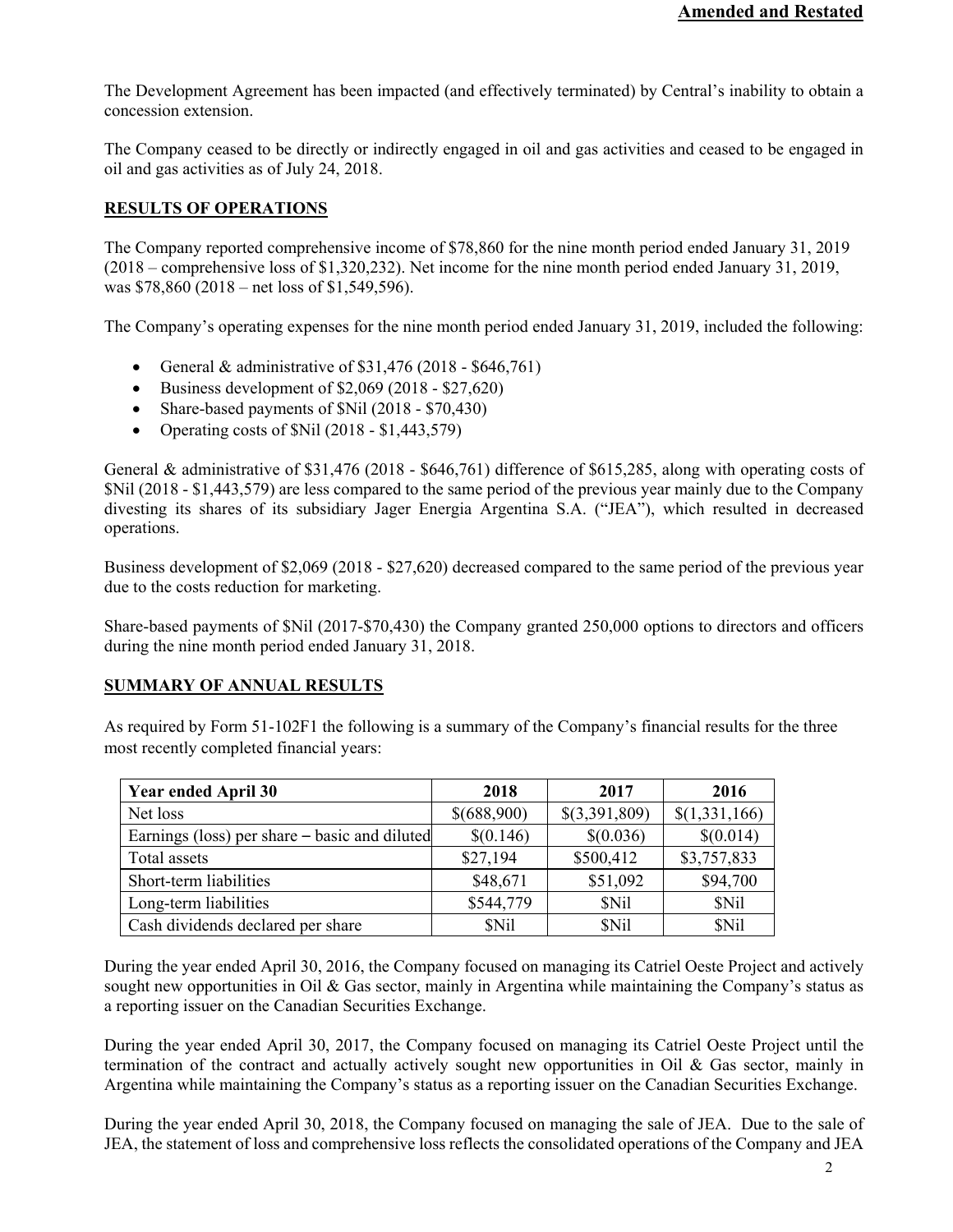The Development Agreement has been impacted (and effectively terminated) by Central's inability to obtain a concession extension.

The Company ceased to be directly or indirectly engaged in oil and gas activities and ceased to be engaged in oil and gas activities as of July 24, 2018.

## RESULTS OF OPERATIONS

The Company reported comprehensive income of $78,860 for the nine month period ended January 31, 2019 (2018 – comprehensive loss of $1,320,232). Net income for the nine month period ended January 31, 2019, was $78,860 (2018 – net loss of $1,549,596).

The Company's operating expenses for the nine month period ended January 31, 2019, included the following:

- General & administrative of $31,476 (2018 - $646,761)
- Business development of $2,069 (2018 - $27,620)
- Share-based payments of $Nil (2018 - $70,430)
- Operating costs of $Nil (2018 - $1,443,579)

General & administrative of $31,476 (2018 - $646,761) difference of $615,285, along with operating costs of $Nil (2018 - $1,443,579) are less compared to the same period of the previous year mainly due to the Company divesting its shares of its subsidiary Jager Energia Argentina S.A. ("JEA"), which resulted in decreased operations.

Business development of $2,069 (2018 - $27,620) decreased compared to the same period of the previous year due to the costs reduction for marketing.

Share-based payments of $Nil (2017-$70,430) the Company granted 250,000 options to directors and officers during the nine month period ended January 31, 2018.

## SUMMARY OF ANNUAL RESULTS

As required by Form 51-102F1 the following is a summary of the Company's financial results for the three most recently completed financial years:

| Year ended April 30 | 2018 | 2017 | 2016 |
|---|---|---|---|
| Net loss | $(688,900) | $(3,391,809) | $(1,331,166) |
| Earnings (loss) per share – basic and diluted | $(0.146) | $(0.036) | $(0.014) |
| Total assets | $27,194 | $500,412 | $3,757,833 |
| Short-term liabilities | $48,671 | $51,092 | $94,700 |
| Long-term liabilities | $544,779 | $Nil | $Nil |
| Cash dividends declared per share | $Nil | $Nil | $Nil |

During the year ended April 30, 2016, the Company focused on managing its Catriel Oeste Project and actively sought new opportunities in Oil & Gas sector, mainly in Argentina while maintaining the Company's status as a reporting issuer on the Canadian Securities Exchange.

During the year ended April 30, 2017, the Company focused on managing its Catriel Oeste Project until the termination of the contract and actually actively sought new opportunities in Oil & Gas sector, mainly in Argentina while maintaining the Company's status as a reporting issuer on the Canadian Securities Exchange.

During the year ended April 30, 2018, the Company focused on managing the sale of JEA. Due to the sale of JEA, the statement of loss and comprehensive loss reflects the consolidated operations of the Company and JEA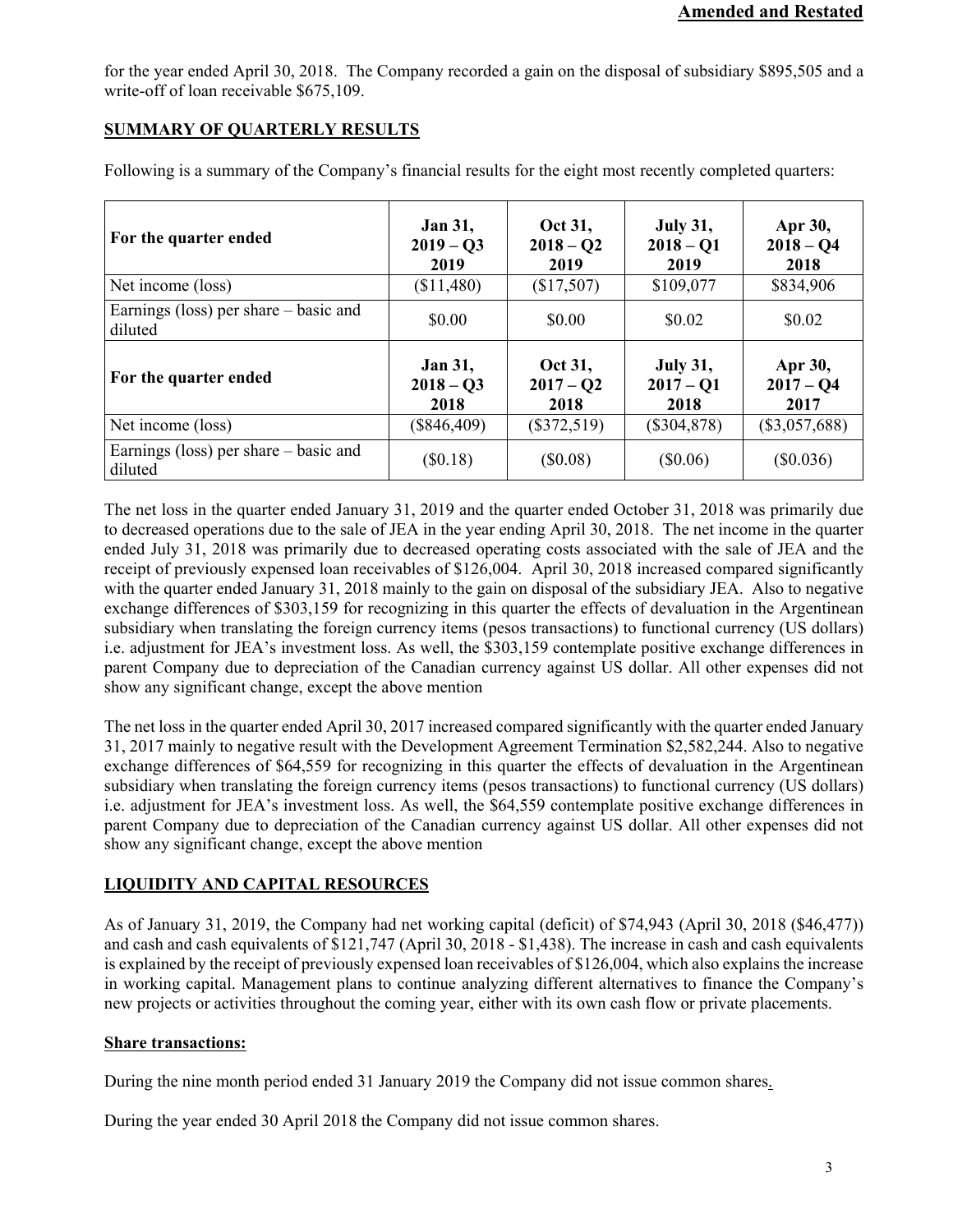for the year ended April 30, 2018. The Company recorded a gain on the disposal of subsidiary $895,505 and a write-off of loan receivable $675,109.

## SUMMARY OF QUARTERLY RESULTS

Following is a summary of the Company's financial results for the eight most recently completed quarters:

| For the quarter ended | Jan 31, 2019 – Q3 2019 | Oct 31, 2018 – Q2 2019 | July 31, 2018 – Q1 2019 | Apr 30, 2018 – Q4 2018 |
|---|---|---|---|---|
| Net income (loss) | ($11,480) | ($17,507) | $109,077 | $834,906 |
| Earnings (loss) per share – basic and diluted | $0.00 | $0.00 | $0.02 | $0.02 |
| **For the quarter ended** | **Jan 31, 2018 – Q3 2018** | **Oct 31, 2017 – Q2 2018** | **July 31, 2017 – Q1 2018** | **Apr 30, 2017 – Q4 2017** |
| Net income (loss) | ($846,409) | ($372,519) | ($304,878) | ($3,057,688) |
| Earnings (loss) per share – basic and diluted | ($0.18) | ($0.08) | ($0.06) | ($0.036) |

The net loss in the quarter ended January 31, 2019 and the quarter ended October 31, 2018 was primarily due to decreased operations due to the sale of JEA in the year ending April 30, 2018. The net income in the quarter ended July 31, 2018 was primarily due to decreased operating costs associated with the sale of JEA and the receipt of previously expensed loan receivables of $126,004. April 30, 2018 increased compared significantly with the quarter ended January 31, 2018 mainly to the gain on disposal of the subsidiary JEA. Also to negative exchange differences of $303,159 for recognizing in this quarter the effects of devaluation in the Argentinean subsidiary when translating the foreign currency items (pesos transactions) to functional currency (US dollars) i.e. adjustment for JEA's investment loss. As well, the $303,159 contemplate positive exchange differences in parent Company due to depreciation of the Canadian currency against US dollar. All other expenses did not show any significant change, except the above mention

The net loss in the quarter ended April 30, 2017 increased compared significantly with the quarter ended January 31, 2017 mainly to negative result with the Development Agreement Termination $2,582,244. Also to negative exchange differences of $64,559 for recognizing in this quarter the effects of devaluation in the Argentinean subsidiary when translating the foreign currency items (pesos transactions) to functional currency (US dollars) i.e. adjustment for JEA's investment loss. As well, the $64,559 contemplate positive exchange differences in parent Company due to depreciation of the Canadian currency against US dollar. All other expenses did not show any significant change, except the above mention

## LIQUIDITY AND CAPITAL RESOURCES

As of January 31, 2019, the Company had net working capital (deficit) of $74,943 (April 30, 2018 ($46,477)) and cash and cash equivalents of $121,747 (April 30, 2018 - $1,438). The increase in cash and cash equivalents is explained by the receipt of previously expensed loan receivables of $126,004, which also explains the increase in working capital. Management plans to continue analyzing different alternatives to finance the Company's new projects or activities throughout the coming year, either with its own cash flow or private placements.

### Share transactions:

During the nine month period ended 31 January 2019 the Company did not issue common shares.

During the year ended 30 April 2018 the Company did not issue common shares.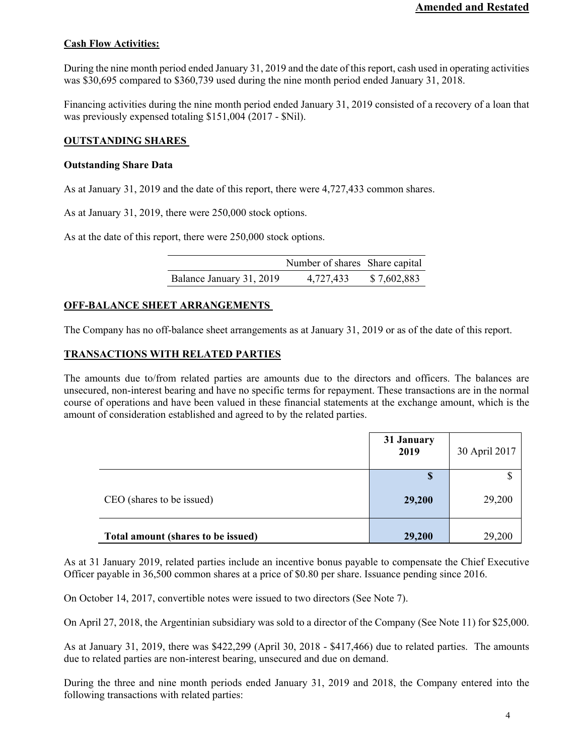**Cash Flow Activities:**

During the nine month period ended January 31, 2019 and the date of this report, cash used in operating activities was $30,695 compared to $360,739 used during the nine month period ended January 31, 2018.

Financing activities during the nine month period ended January 31, 2019 consisted of a recovery of a loan that was previously expensed totaling $151,004 (2017 - $Nil).

## OUTSTANDING SHARES

**Outstanding Share Data**

As at January 31, 2019 and the date of this report, there were 4,727,433 common shares.

As at January 31, 2019, there were 250,000 stock options.

As at the date of this report, there were 250,000 stock options.

| | Number of shares | Share capital |
|---|---|---|
| Balance January 31, 2019 | 4,727,433 | $ 7,602,883 |

## OFF-BALANCE SHEET ARRANGEMENTS

The Company has no off-balance sheet arrangements as at January 31, 2019 or as of the date of this report.

## TRANSACTIONS WITH RELATED PARTIES

The amounts due to/from related parties are amounts due to the directors and officers. The balances are unsecured, non-interest bearing and have no specific terms for repayment. These transactions are in the normal course of operations and have been valued in these financial statements at the exchange amount, which is the amount of consideration established and agreed to by the related parties.

| | **31 January 2019** | 30 April 2017 |
|---|---|---|
| | **$** | $ |
| CEO (shares to be issued) | **29,200** | 29,200 |
| **Total amount (shares to be issued)** | **29,200** | 29,200 |

As at 31 January 2019, related parties include an incentive bonus payable to compensate the Chief Executive Officer payable in 36,500 common shares at a price of $0.80 per share. Issuance pending since 2016.

On October 14, 2017, convertible notes were issued to two directors (See Note 7).

On April 27, 2018, the Argentinian subsidiary was sold to a director of the Company (See Note 11) for $25,000.

As at January 31, 2019, there was $422,299 (April 30, 2018 - $417,466) due to related parties. The amounts due to related parties are non-interest bearing, unsecured and due on demand.

During the three and nine month periods ended January 31, 2019 and 2018, the Company entered into the following transactions with related parties: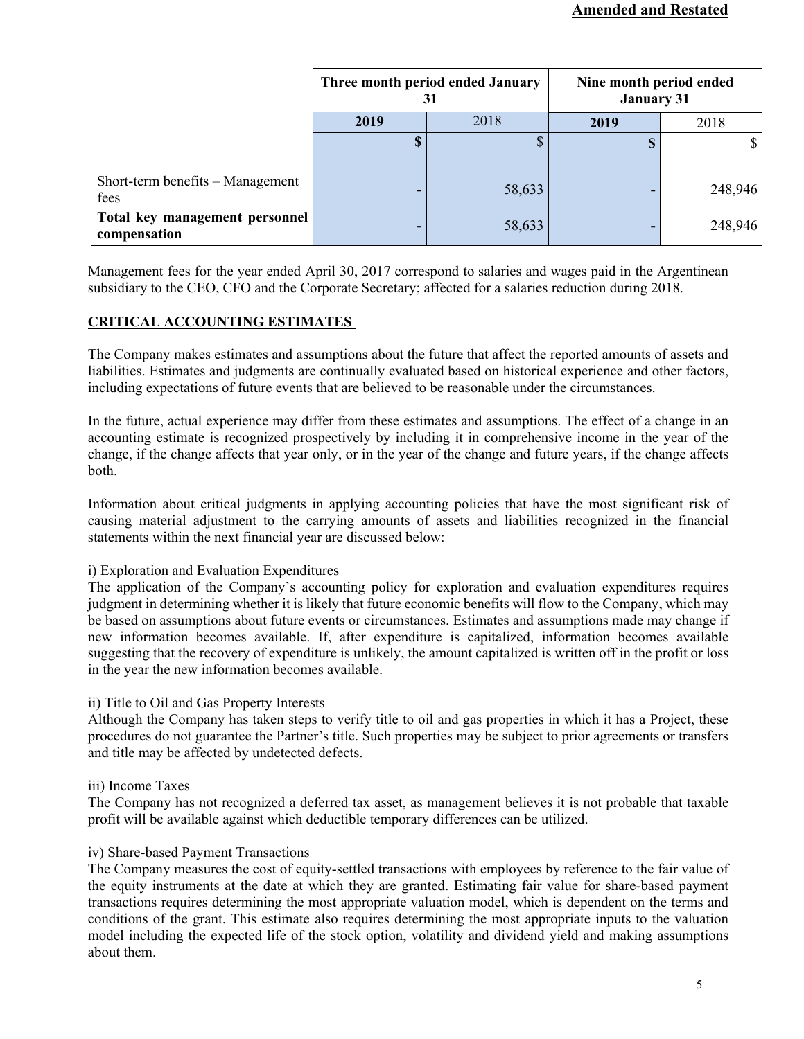| | Three month period ended January 31 | | Nine month period ended January 31 | |
|---|---|---|---|---|
| | **2019** | 2018 | **2019** | 2018 |
| | **$** | $ | **$** | $ |
| Short-term benefits – Management fees | **-** | 58,633 | **-** | 248,946 |
| **Total key management personnel compensation** | **-** | 58,633 | **-** | 248,946 |

Management fees for the year ended April 30, 2017 correspond to salaries and wages paid in the Argentinean subsidiary to the CEO, CFO and the Corporate Secretary; affected for a salaries reduction during 2018.

## CRITICAL ACCOUNTING ESTIMATES

The Company makes estimates and assumptions about the future that affect the reported amounts of assets and liabilities. Estimates and judgments are continually evaluated based on historical experience and other factors, including expectations of future events that are believed to be reasonable under the circumstances.

In the future, actual experience may differ from these estimates and assumptions. The effect of a change in an accounting estimate is recognized prospectively by including it in comprehensive income in the year of the change, if the change affects that year only, or in the year of the change and future years, if the change affects both.

Information about critical judgments in applying accounting policies that have the most significant risk of causing material adjustment to the carrying amounts of assets and liabilities recognized in the financial statements within the next financial year are discussed below:

i) Exploration and Evaluation Expenditures
The application of the Company's accounting policy for exploration and evaluation expenditures requires judgment in determining whether it is likely that future economic benefits will flow to the Company, which may be based on assumptions about future events or circumstances. Estimates and assumptions made may change if new information becomes available. If, after expenditure is capitalized, information becomes available suggesting that the recovery of expenditure is unlikely, the amount capitalized is written off in the profit or loss in the year the new information becomes available.

ii) Title to Oil and Gas Property Interests
Although the Company has taken steps to verify title to oil and gas properties in which it has a Project, these procedures do not guarantee the Partner's title. Such properties may be subject to prior agreements or transfers and title may be affected by undetected defects.

iii) Income Taxes
The Company has not recognized a deferred tax asset, as management believes it is not probable that taxable profit will be available against which deductible temporary differences can be utilized.

iv) Share-based Payment Transactions
The Company measures the cost of equity-settled transactions with employees by reference to the fair value of the equity instruments at the date at which they are granted. Estimating fair value for share-based payment transactions requires determining the most appropriate valuation model, which is dependent on the terms and conditions of the grant. This estimate also requires determining the most appropriate inputs to the valuation model including the expected life of the stock option, volatility and dividend yield and making assumptions about them.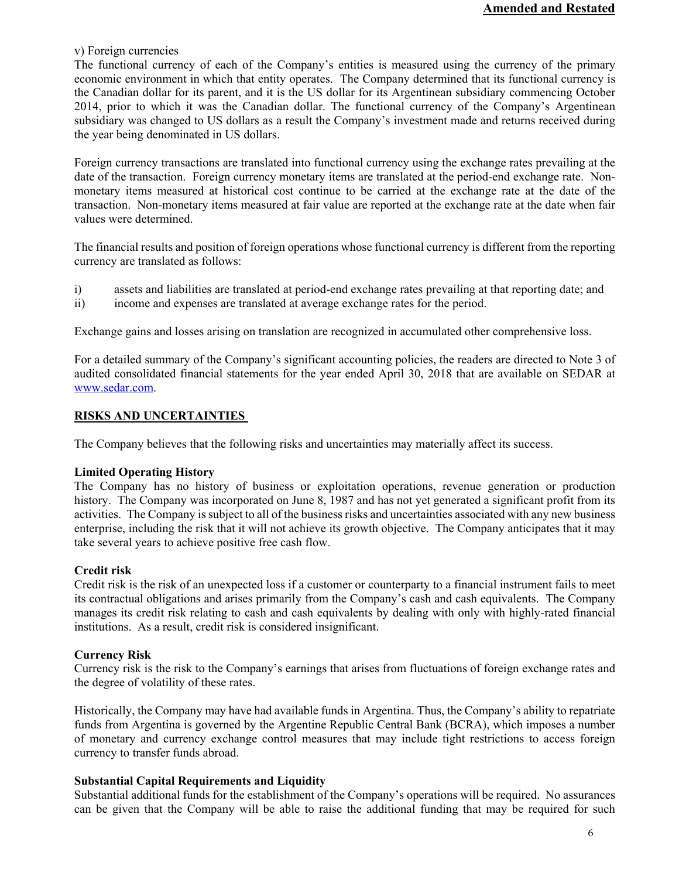v) Foreign currencies
The functional currency of each of the Company's entities is measured using the currency of the primary economic environment in which that entity operates. The Company determined that its functional currency is the Canadian dollar for its parent, and it is the US dollar for its Argentinean subsidiary commencing October 2014, prior to which it was the Canadian dollar. The functional currency of the Company's Argentinean subsidiary was changed to US dollars as a result the Company's investment made and returns received during the year being denominated in US dollars.

Foreign currency transactions are translated into functional currency using the exchange rates prevailing at the date of the transaction. Foreign currency monetary items are translated at the period-end exchange rate. Non-monetary items measured at historical cost continue to be carried at the exchange rate at the date of the transaction. Non-monetary items measured at fair value are reported at the exchange rate at the date when fair values were determined.

The financial results and position of foreign operations whose functional currency is different from the reporting currency are translated as follows:

i) assets and liabilities are translated at period-end exchange rates prevailing at that reporting date; and
ii) income and expenses are translated at average exchange rates for the period.

Exchange gains and losses arising on translation are recognized in accumulated other comprehensive loss.

For a detailed summary of the Company's significant accounting policies, the readers are directed to Note 3 of audited consolidated financial statements for the year ended April 30, 2018 that are available on SEDAR at www.sedar.com.

## RISKS AND UNCERTAINTIES

The Company believes that the following risks and uncertainties may materially affect its success.

### Limited Operating History

The Company has no history of business or exploitation operations, revenue generation or production history. The Company was incorporated on June 8, 1987 and has not yet generated a significant profit from its activities. The Company is subject to all of the business risks and uncertainties associated with any new business enterprise, including the risk that it will not achieve its growth objective. The Company anticipates that it may take several years to achieve positive free cash flow.

### Credit risk

Credit risk is the risk of an unexpected loss if a customer or counterparty to a financial instrument fails to meet its contractual obligations and arises primarily from the Company's cash and cash equivalents. The Company manages its credit risk relating to cash and cash equivalents by dealing with only with highly-rated financial institutions. As a result, credit risk is considered insignificant.

### Currency Risk

Currency risk is the risk to the Company's earnings that arises from fluctuations of foreign exchange rates and the degree of volatility of these rates.

Historically, the Company may have had available funds in Argentina. Thus, the Company's ability to repatriate funds from Argentina is governed by the Argentine Republic Central Bank (BCRA), which imposes a number of monetary and currency exchange control measures that may include tight restrictions to access foreign currency to transfer funds abroad.

### Substantial Capital Requirements and Liquidity

Substantial additional funds for the establishment of the Company's operations will be required. No assurances can be given that the Company will be able to raise the additional funding that may be required for such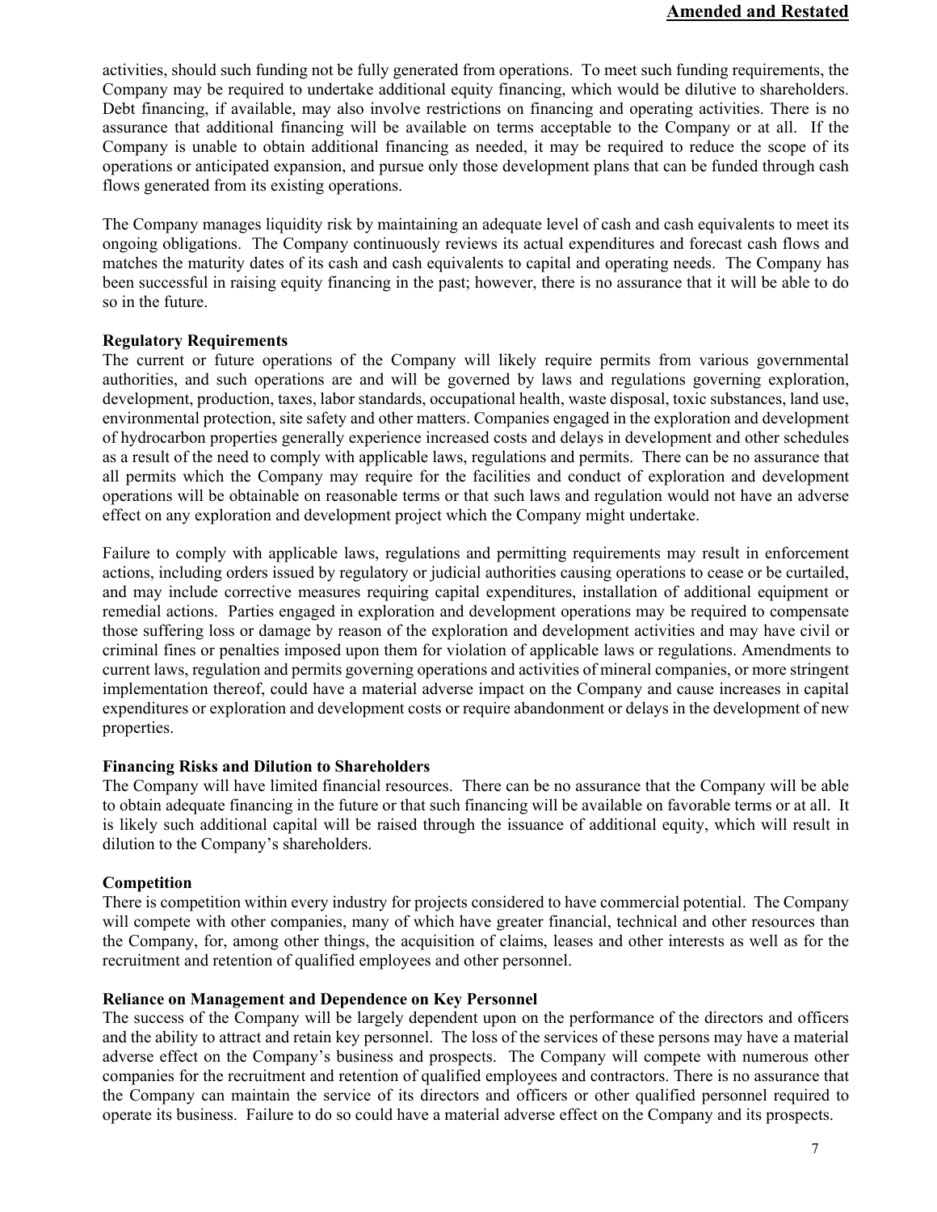activities, should such funding not be fully generated from operations. To meet such funding requirements, the Company may be required to undertake additional equity financing, which would be dilutive to shareholders. Debt financing, if available, may also involve restrictions on financing and operating activities. There is no assurance that additional financing will be available on terms acceptable to the Company or at all. If the Company is unable to obtain additional financing as needed, it may be required to reduce the scope of its operations or anticipated expansion, and pursue only those development plans that can be funded through cash flows generated from its existing operations.

The Company manages liquidity risk by maintaining an adequate level of cash and cash equivalents to meet its ongoing obligations. The Company continuously reviews its actual expenditures and forecast cash flows and matches the maturity dates of its cash and cash equivalents to capital and operating needs. The Company has been successful in raising equity financing in the past; however, there is no assurance that it will be able to do so in the future.

**Regulatory Requirements**

The current or future operations of the Company will likely require permits from various governmental authorities, and such operations are and will be governed by laws and regulations governing exploration, development, production, taxes, labor standards, occupational health, waste disposal, toxic substances, land use, environmental protection, site safety and other matters. Companies engaged in the exploration and development of hydrocarbon properties generally experience increased costs and delays in development and other schedules as a result of the need to comply with applicable laws, regulations and permits. There can be no assurance that all permits which the Company may require for the facilities and conduct of exploration and development operations will be obtainable on reasonable terms or that such laws and regulation would not have an adverse effect on any exploration and development project which the Company might undertake.

Failure to comply with applicable laws, regulations and permitting requirements may result in enforcement actions, including orders issued by regulatory or judicial authorities causing operations to cease or be curtailed, and may include corrective measures requiring capital expenditures, installation of additional equipment or remedial actions. Parties engaged in exploration and development operations may be required to compensate those suffering loss or damage by reason of the exploration and development activities and may have civil or criminal fines or penalties imposed upon them for violation of applicable laws or regulations. Amendments to current laws, regulation and permits governing operations and activities of mineral companies, or more stringent implementation thereof, could have a material adverse impact on the Company and cause increases in capital expenditures or exploration and development costs or require abandonment or delays in the development of new properties.

**Financing Risks and Dilution to Shareholders**

The Company will have limited financial resources. There can be no assurance that the Company will be able to obtain adequate financing in the future or that such financing will be available on favorable terms or at all. It is likely such additional capital will be raised through the issuance of additional equity, which will result in dilution to the Company's shareholders.

**Competition**

There is competition within every industry for projects considered to have commercial potential. The Company will compete with other companies, many of which have greater financial, technical and other resources than the Company, for, among other things, the acquisition of claims, leases and other interests as well as for the recruitment and retention of qualified employees and other personnel.

**Reliance on Management and Dependence on Key Personnel**

The success of the Company will be largely dependent upon on the performance of the directors and officers and the ability to attract and retain key personnel. The loss of the services of these persons may have a material adverse effect on the Company's business and prospects. The Company will compete with numerous other companies for the recruitment and retention of qualified employees and contractors. There is no assurance that the Company can maintain the service of its directors and officers or other qualified personnel required to operate its business. Failure to do so could have a material adverse effect on the Company and its prospects.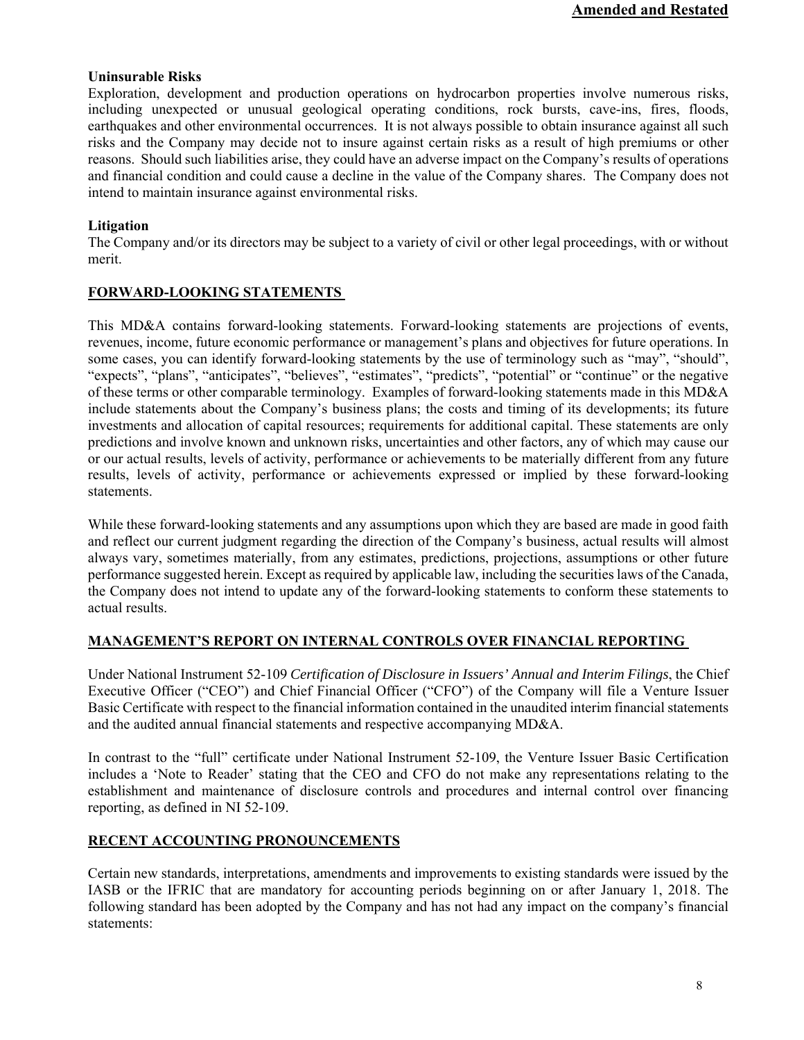### Uninsurable Risks

Exploration, development and production operations on hydrocarbon properties involve numerous risks, including unexpected or unusual geological operating conditions, rock bursts, cave-ins, fires, floods, earthquakes and other environmental occurrences. It is not always possible to obtain insurance against all such risks and the Company may decide not to insure against certain risks as a result of high premiums or other reasons. Should such liabilities arise, they could have an adverse impact on the Company's results of operations and financial condition and could cause a decline in the value of the Company shares. The Company does not intend to maintain insurance against environmental risks.

### Litigation

The Company and/or its directors may be subject to a variety of civil or other legal proceedings, with or without merit.

## FORWARD-LOOKING STATEMENTS

This MD&A contains forward-looking statements. Forward-looking statements are projections of events, revenues, income, future economic performance or management's plans and objectives for future operations. In some cases, you can identify forward-looking statements by the use of terminology such as "may", "should", "expects", "plans", "anticipates", "believes", "estimates", "predicts", "potential" or "continue" or the negative of these terms or other comparable terminology. Examples of forward-looking statements made in this MD&A include statements about the Company's business plans; the costs and timing of its developments; its future investments and allocation of capital resources; requirements for additional capital. These statements are only predictions and involve known and unknown risks, uncertainties and other factors, any of which may cause our or our actual results, levels of activity, performance or achievements to be materially different from any future results, levels of activity, performance or achievements expressed or implied by these forward-looking statements.

While these forward-looking statements and any assumptions upon which they are based are made in good faith and reflect our current judgment regarding the direction of the Company's business, actual results will almost always vary, sometimes materially, from any estimates, predictions, projections, assumptions or other future performance suggested herein. Except as required by applicable law, including the securities laws of the Canada, the Company does not intend to update any of the forward-looking statements to conform these statements to actual results.

## MANAGEMENT'S REPORT ON INTERNAL CONTROLS OVER FINANCIAL REPORTING

Under National Instrument 52-109 *Certification of Disclosure in Issuers' Annual and Interim Filings*, the Chief Executive Officer ("CEO") and Chief Financial Officer ("CFO") of the Company will file a Venture Issuer Basic Certificate with respect to the financial information contained in the unaudited interim financial statements and the audited annual financial statements and respective accompanying MD&A.

In contrast to the "full" certificate under National Instrument 52-109, the Venture Issuer Basic Certification includes a 'Note to Reader' stating that the CEO and CFO do not make any representations relating to the establishment and maintenance of disclosure controls and procedures and internal control over financing reporting, as defined in NI 52-109.

## RECENT ACCOUNTING PRONOUNCEMENTS

Certain new standards, interpretations, amendments and improvements to existing standards were issued by the IASB or the IFRIC that are mandatory for accounting periods beginning on or after January 1, 2018. The following standard has been adopted by the Company and has not had any impact on the company's financial statements: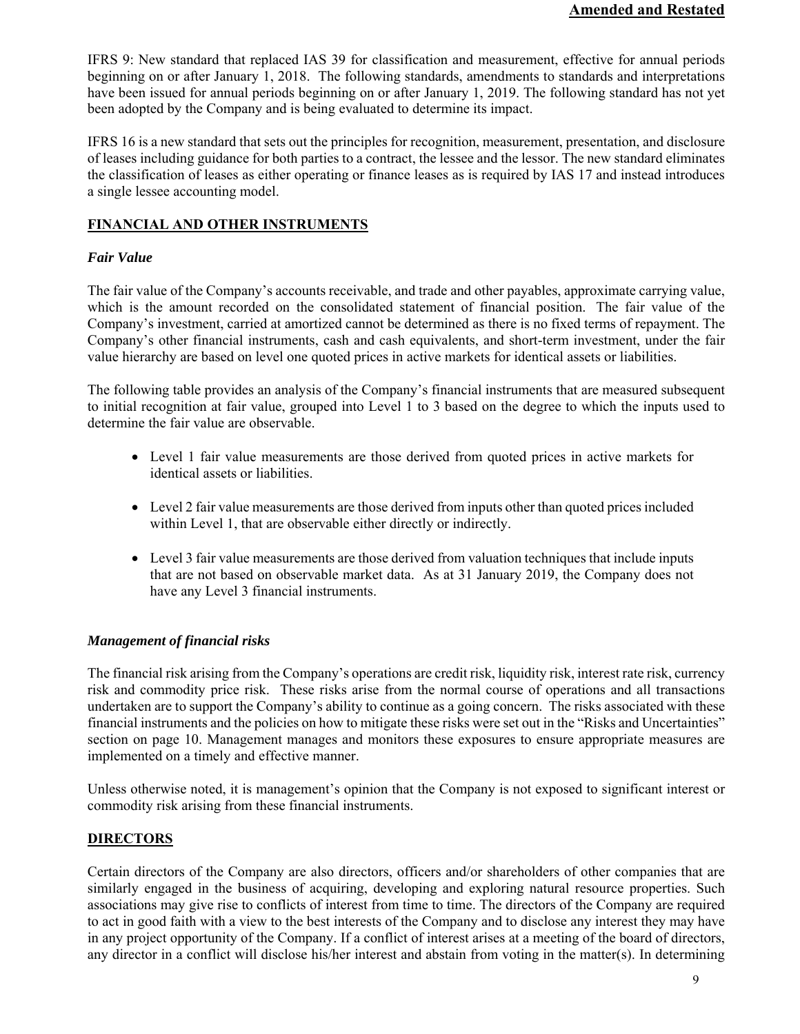IFRS 9: New standard that replaced IAS 39 for classification and measurement, effective for annual periods beginning on or after January 1, 2018. The following standards, amendments to standards and interpretations have been issued for annual periods beginning on or after January 1, 2019. The following standard has not yet been adopted by the Company and is being evaluated to determine its impact.

IFRS 16 is a new standard that sets out the principles for recognition, measurement, presentation, and disclosure of leases including guidance for both parties to a contract, the lessee and the lessor. The new standard eliminates the classification of leases as either operating or finance leases as is required by IAS 17 and instead introduces a single lessee accounting model.

## FINANCIAL AND OTHER INSTRUMENTS

### *Fair Value*

The fair value of the Company's accounts receivable, and trade and other payables, approximate carrying value, which is the amount recorded on the consolidated statement of financial position. The fair value of the Company's investment, carried at amortized cannot be determined as there is no fixed terms of repayment. The Company's other financial instruments, cash and cash equivalents, and short-term investment, under the fair value hierarchy are based on level one quoted prices in active markets for identical assets or liabilities.

The following table provides an analysis of the Company's financial instruments that are measured subsequent to initial recognition at fair value, grouped into Level 1 to 3 based on the degree to which the inputs used to determine the fair value are observable.

- Level 1 fair value measurements are those derived from quoted prices in active markets for identical assets or liabilities.
- Level 2 fair value measurements are those derived from inputs other than quoted prices included within Level 1, that are observable either directly or indirectly.
- Level 3 fair value measurements are those derived from valuation techniques that include inputs that are not based on observable market data. As at 31 January 2019, the Company does not have any Level 3 financial instruments.

### *Management of financial risks*

The financial risk arising from the Company's operations are credit risk, liquidity risk, interest rate risk, currency risk and commodity price risk. These risks arise from the normal course of operations and all transactions undertaken are to support the Company's ability to continue as a going concern. The risks associated with these financial instruments and the policies on how to mitigate these risks were set out in the "Risks and Uncertainties" section on page 10. Management manages and monitors these exposures to ensure appropriate measures are implemented on a timely and effective manner.

Unless otherwise noted, it is management's opinion that the Company is not exposed to significant interest or commodity risk arising from these financial instruments.

## DIRECTORS

Certain directors of the Company are also directors, officers and/or shareholders of other companies that are similarly engaged in the business of acquiring, developing and exploring natural resource properties. Such associations may give rise to conflicts of interest from time to time. The directors of the Company are required to act in good faith with a view to the best interests of the Company and to disclose any interest they may have in any project opportunity of the Company. If a conflict of interest arises at a meeting of the board of directors, any director in a conflict will disclose his/her interest and abstain from voting in the matter(s). In determining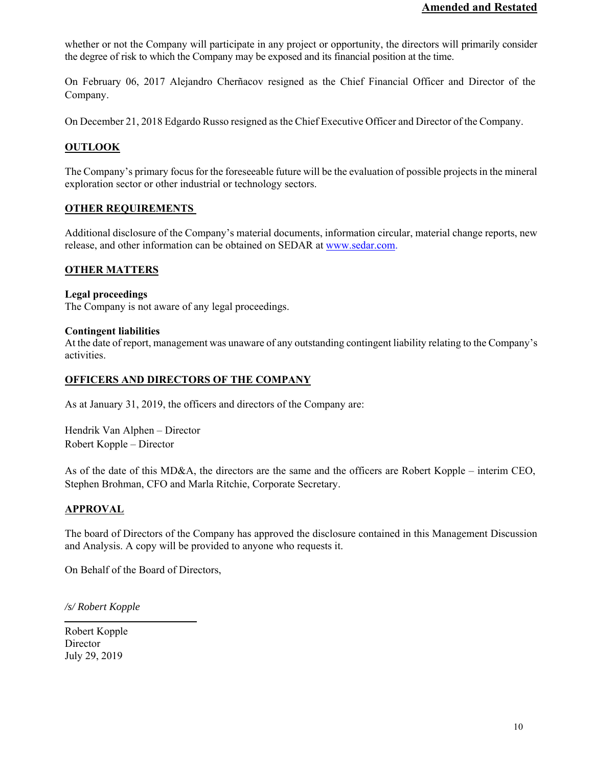whether or not the Company will participate in any project or opportunity, the directors will primarily consider the degree of risk to which the Company may be exposed and its financial position at the time.

On February 06, 2017 Alejandro Cherñacov resigned as the Chief Financial Officer and Director of the Company.

On December 21, 2018 Edgardo Russo resigned as the Chief Executive Officer and Director of the Company.

## OUTLOOK

The Company's primary focus for the foreseeable future will be the evaluation of possible projects in the mineral exploration sector or other industrial or technology sectors.

## OTHER REQUIREMENTS

Additional disclosure of the Company's material documents, information circular, material change reports, new release, and other information can be obtained on SEDAR at www.sedar.com.

## OTHER MATTERS

**Legal proceedings**
The Company is not aware of any legal proceedings.

**Contingent liabilities**
At the date of report, management was unaware of any outstanding contingent liability relating to the Company's activities.

## OFFICERS AND DIRECTORS OF THE COMPANY

As at January 31, 2019, the officers and directors of the Company are:

Hendrik Van Alphen – Director
Robert Kopple – Director

As of the date of this MD&A, the directors are the same and the officers are Robert Kopple – interim CEO, Stephen Brohman, CFO and Marla Ritchie, Corporate Secretary.

## APPROVAL

The board of Directors of the Company has approved the disclosure contained in this Management Discussion and Analysis. A copy will be provided to anyone who requests it.

On Behalf of the Board of Directors,

*/s/ Robert Kopple*

Robert Kopple
Director
July 29, 2019